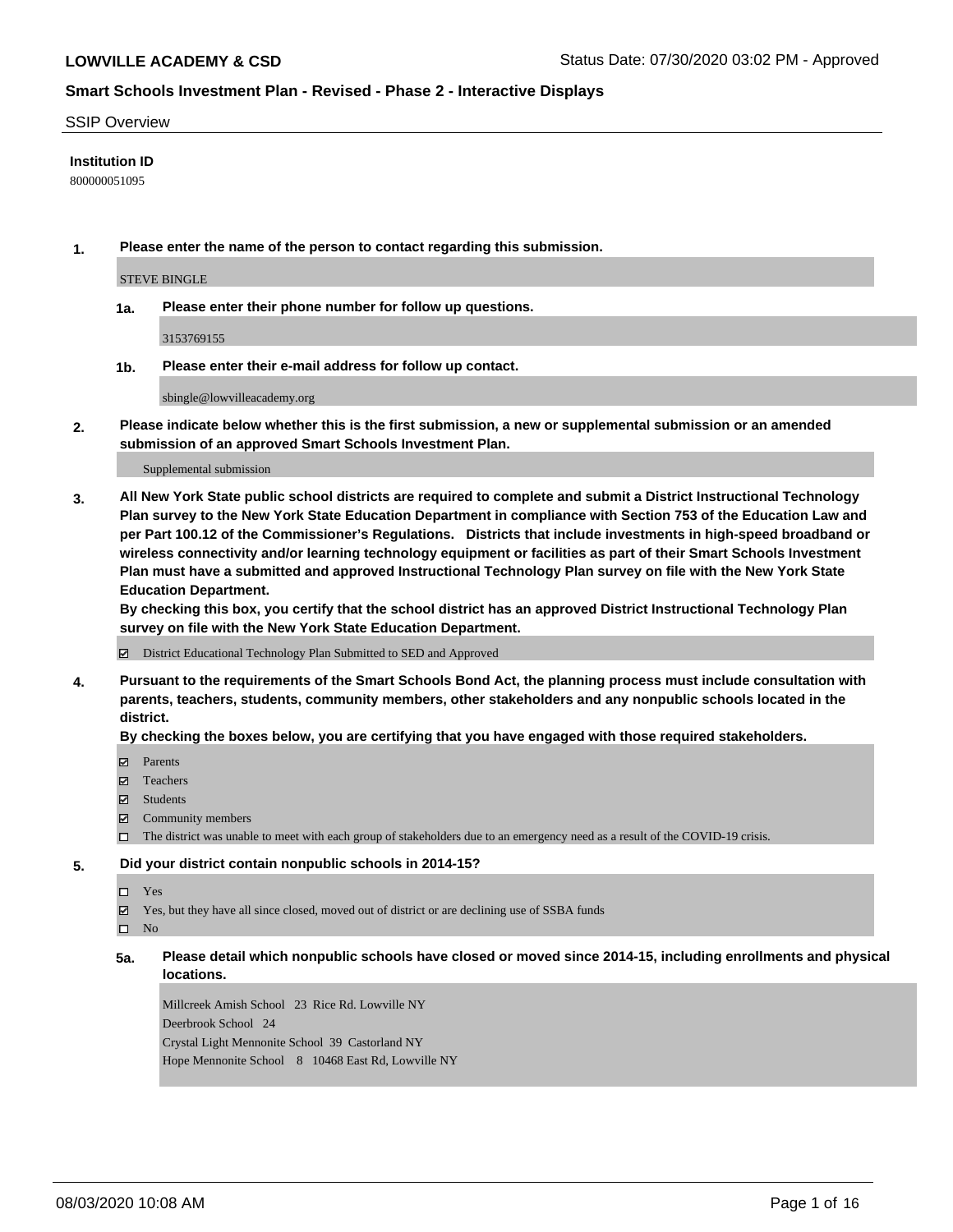**LOWVILLE ACADEMY & CSD** Status Date: 07/30/2020 03:02 PM - Approved

## Smart Schools Investment Plan - Revised - Phase 2 - Interactive Displays

SSIP Overview

**Institution ID**

800000051095

**1. Please enter the name of the person to contact regarding this submission.**

STEVE BINGLE

**1a. Please enter their phone number for follow up questions.**

3153769155

**1b. Please enter their e-mail address for follow up contact.**

sbingle@lowvilleacademy.org

**2. Please indicate below whether this is the first submission, a new or supplemental submission or an amended submission of an approved Smart Schools Investment Plan.**

Supplemental submission

**3. All New York State public school districts are required to complete and submit a District Instructional Technology Plan survey to the New York State Education Department in compliance with Section 753 of the Education Law and per Part 100.12 of the Commissioner's Regulations. Districts that include investments in high-speed broadband or wireless connectivity and/or learning technology equipment or facilities as part of their Smart Schools Investment Plan must have a submitted and approved Instructional Technology Plan survey on file with the New York State Education Department.**

**By checking this box, you certify that the school district has an approved District Instructional Technology Plan survey on file with the New York State Education Department.**

- [x] District Educational Technology Plan Submitted to SED and Approved

**4. Pursuant to the requirements of the Smart Schools Bond Act, the planning process must include consultation with parents, teachers, students, community members, other stakeholders and any nonpublic schools located in the district.**

**By checking the boxes below, you are certifying that you have engaged with those required stakeholders.**

- [x] Parents
- [x] Teachers
- [x] Students
- [x] Community members
- [ ] The district was unable to meet with each group of stakeholders due to an emergency need as a result of the COVID-19 crisis.

**5. Did your district contain nonpublic schools in 2014-15?**

- [ ] Yes
- [x] Yes, but they have all since closed, moved out of district or are declining use of SSBA funds
- [ ] No

**5a. Please detail which nonpublic schools have closed or moved since 2014-15, including enrollments and physical locations.**

Millcreek Amish School 23 Rice Rd. Lowville NY
Deerbrook School 24
Crystal Light Mennonite School 39 Castorland NY
Hope Mennonite School 8 10468 East Rd, Lowville NY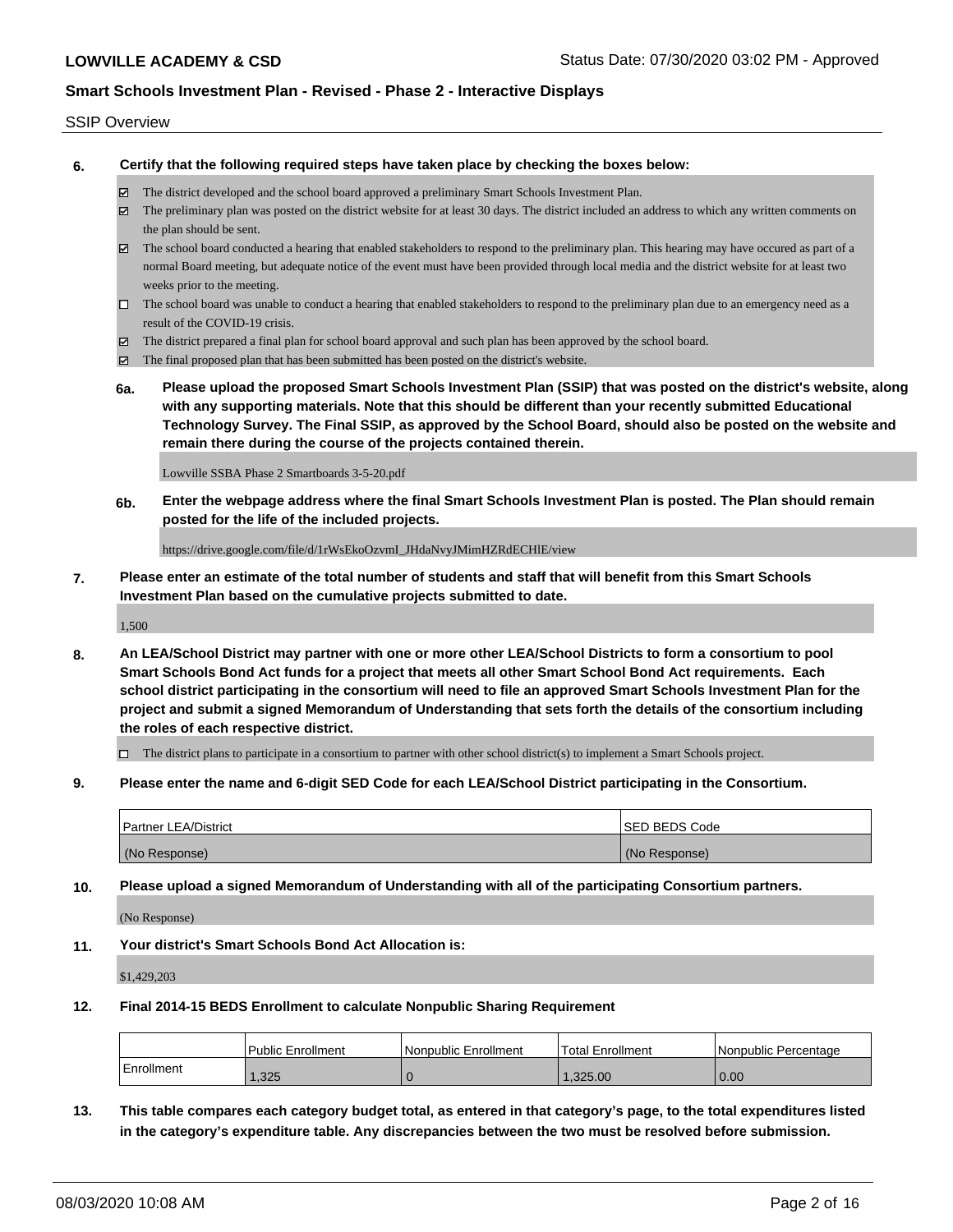SSIP Overview

**6. Certify that the following required steps have taken place by checking the boxes below:**

- ☑ The district developed and the school board approved a preliminary Smart Schools Investment Plan.
- ☑ The preliminary plan was posted on the district website for at least 30 days. The district included an address to which any written comments on the plan should be sent.
- ☑ The school board conducted a hearing that enabled stakeholders to respond to the preliminary plan. This hearing may have occured as part of a normal Board meeting, but adequate notice of the event must have been provided through local media and the district website for at least two weeks prior to the meeting.
- ☐ The school board was unable to conduct a hearing that enabled stakeholders to respond to the preliminary plan due to an emergency need as a result of the COVID-19 crisis.
- ☑ The district prepared a final plan for school board approval and such plan has been approved by the school board.
- ☑ The final proposed plan that has been submitted has been posted on the district's website.

**6a. Please upload the proposed Smart Schools Investment Plan (SSIP) that was posted on the district's website, along with any supporting materials. Note that this should be different than your recently submitted Educational Technology Survey. The Final SSIP, as approved by the School Board, should also be posted on the website and remain there during the course of the projects contained therein.**

Lowville SSBA Phase 2 Smartboards 3-5-20.pdf

**6b. Enter the webpage address where the final Smart Schools Investment Plan is posted. The Plan should remain posted for the life of the included projects.**

https://drive.google.com/file/d/1rWsEkoOzvmI_JHdaNvyJMimHZRdECHlE/view

**7. Please enter an estimate of the total number of students and staff that will benefit from this Smart Schools Investment Plan based on the cumulative projects submitted to date.**

1,500

**8. An LEA/School District may partner with one or more other LEA/School Districts to form a consortium to pool Smart Schools Bond Act funds for a project that meets all other Smart School Bond Act requirements. Each school district participating in the consortium will need to file an approved Smart Schools Investment Plan for the project and submit a signed Memorandum of Understanding that sets forth the details of the consortium including the roles of each respective district.**

- ☐ The district plans to participate in a consortium to partner with other school district(s) to implement a Smart Schools project.

**9. Please enter the name and 6-digit SED Code for each LEA/School District participating in the Consortium.**

| Partner LEA/District | SED BEDS Code |
|---|---|
| (No Response) | (No Response) |

**10. Please upload a signed Memorandum of Understanding with all of the participating Consortium partners.**

(No Response)

**11. Your district's Smart Schools Bond Act Allocation is:**

$1,429,203

**12. Final 2014-15 BEDS Enrollment to calculate Nonpublic Sharing Requirement**

| | Public Enrollment | Nonpublic Enrollment | Total Enrollment | Nonpublic Percentage |
|---|---|---|---|---|
| Enrollment | 1,325 | 0 | 1,325.00 | 0.00 |

**13. This table compares each category budget total, as entered in that category's page, to the total expenditures listed in the category's expenditure table. Any discrepancies between the two must be resolved before submission.**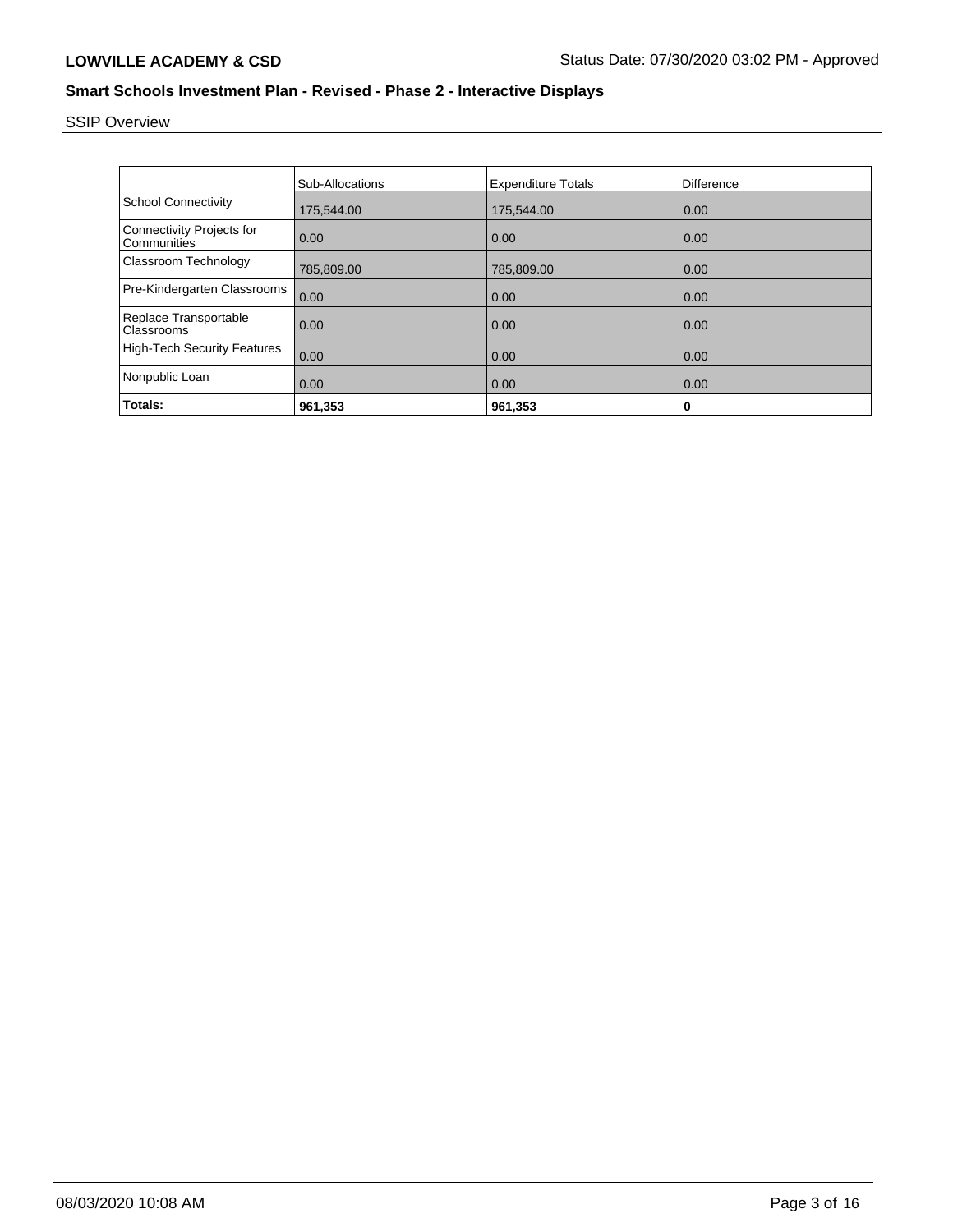## Smart Schools Investment Plan - Revised - Phase 2 - Interactive Displays

SSIP Overview

| | Sub-Allocations | Expenditure Totals | Difference |
|---|---|---|---|
| School Connectivity | 175,544.00 | 175,544.00 | 0.00 |
| Connectivity Projects for Communities | 0.00 | 0.00 | 0.00 |
| Classroom Technology | 785,809.00 | 785,809.00 | 0.00 |
| Pre-Kindergarten Classrooms | 0.00 | 0.00 | 0.00 |
| Replace Transportable Classrooms | 0.00 | 0.00 | 0.00 |
| High-Tech Security Features | 0.00 | 0.00 | 0.00 |
| Nonpublic Loan | 0.00 | 0.00 | 0.00 |
| **Totals:** | **961,353** | **961,353** | **0** |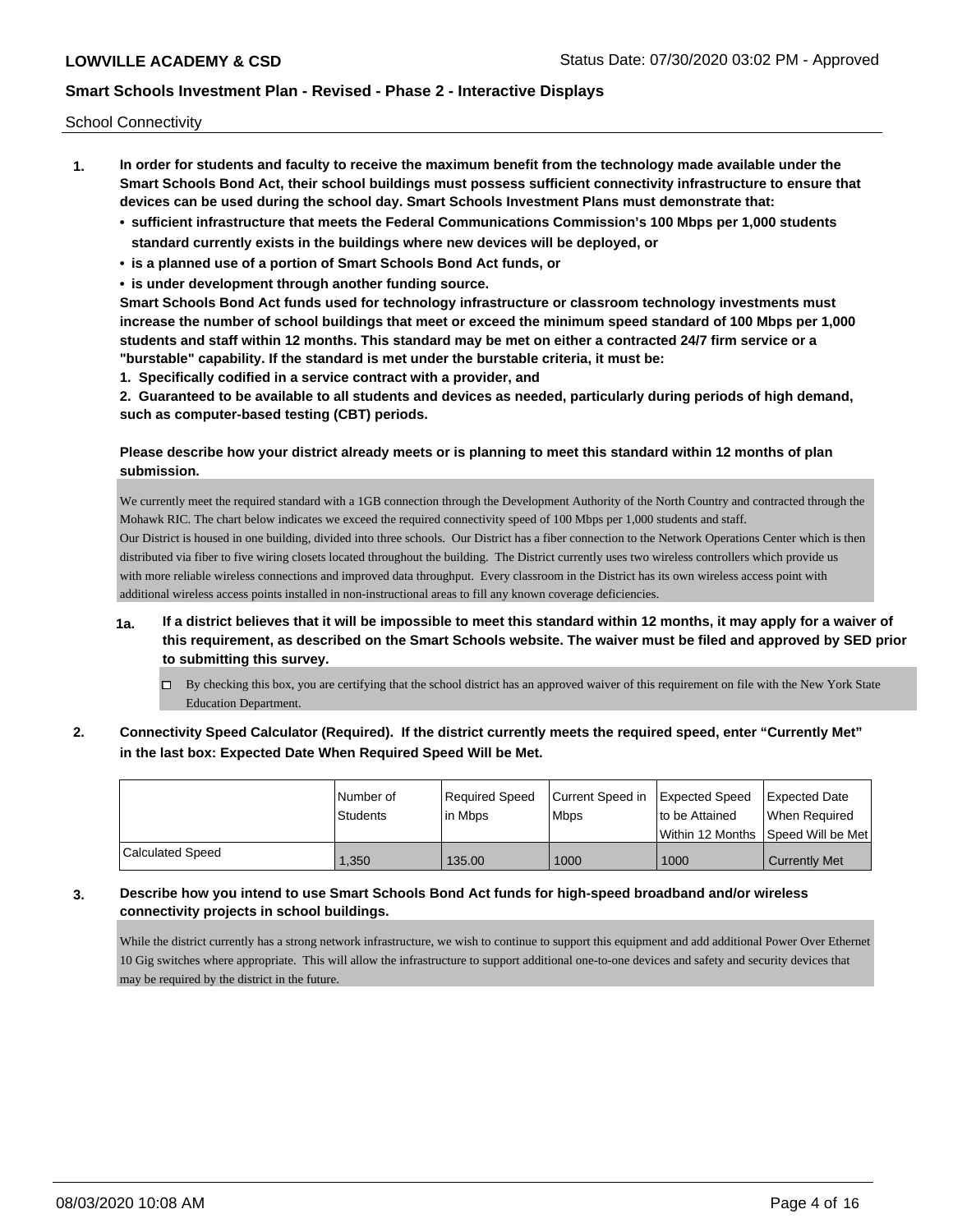School Connectivity

1. **In order for students and faculty to receive the maximum benefit from the technology made available under the Smart Schools Bond Act, their school buildings must possess sufficient connectivity infrastructure to ensure that devices can be used during the school day. Smart Schools Investment Plans must demonstrate that:**
   - **sufficient infrastructure that meets the Federal Communications Commission's 100 Mbps per 1,000 students standard currently exists in the buildings where new devices will be deployed, or**
   - **is a planned use of a portion of Smart Schools Bond Act funds, or**
   - **is under development through another funding source.**

   **Smart Schools Bond Act funds used for technology infrastructure or classroom technology investments must increase the number of school buildings that meet or exceed the minimum speed standard of 100 Mbps per 1,000 students and staff within 12 months. This standard may be met on either a contracted 24/7 firm service or a "burstable" capability. If the standard is met under the burstable criteria, it must be:**

   **1. Specifically codified in a service contract with a provider, and**

   **2. Guaranteed to be available to all students and devices as needed, particularly during periods of high demand, such as computer-based testing (CBT) periods.**

   **Please describe how your district already meets or is planning to meet this standard within 12 months of plan submission.**

   We currently meet the required standard with a 1GB connection through the Development Authority of the North Country and contracted through the Mohawk RIC. The chart below indicates we exceed the required connectivity speed of 100 Mbps per 1,000 students and staff.
   Our District is housed in one building, divided into three schools. Our District has a fiber connection to the Network Operations Center which is then distributed via fiber to five wiring closets located throughout the building. The District currently uses two wireless controllers which provide us with more reliable wireless connections and improved data throughput. Every classroom in the District has its own wireless access point with additional wireless access points installed in non-instructional areas to fill any known coverage deficiencies.

   **1a. If a district believes that it will be impossible to meet this standard within 12 months, it may apply for a waiver of this requirement, as described on the Smart Schools website. The waiver must be filed and approved by SED prior to submitting this survey.**

   - [ ] By checking this box, you are certifying that the school district has an approved waiver of this requirement on file with the New York State Education Department.

2. **Connectivity Speed Calculator (Required). If the district currently meets the required speed, enter "Currently Met" in the last box: Expected Date When Required Speed Will be Met.**

| | Number of Students | Required Speed in Mbps | Current Speed in Mbps | Expected Speed to be Attained Within 12 Months | Expected Date When Required Speed Will be Met |
|---|---|---|---|---|---|
| Calculated Speed | 1,350 | 135.00 | 1000 | 1000 | Currently Met |

3. **Describe how you intend to use Smart Schools Bond Act funds for high-speed broadband and/or wireless connectivity projects in school buildings.**

   While the district currently has a strong network infrastructure, we wish to continue to support this equipment and add additional Power Over Ethernet 10 Gig switches where appropriate. This will allow the infrastructure to support additional one-to-one devices and safety and security devices that may be required by the district in the future.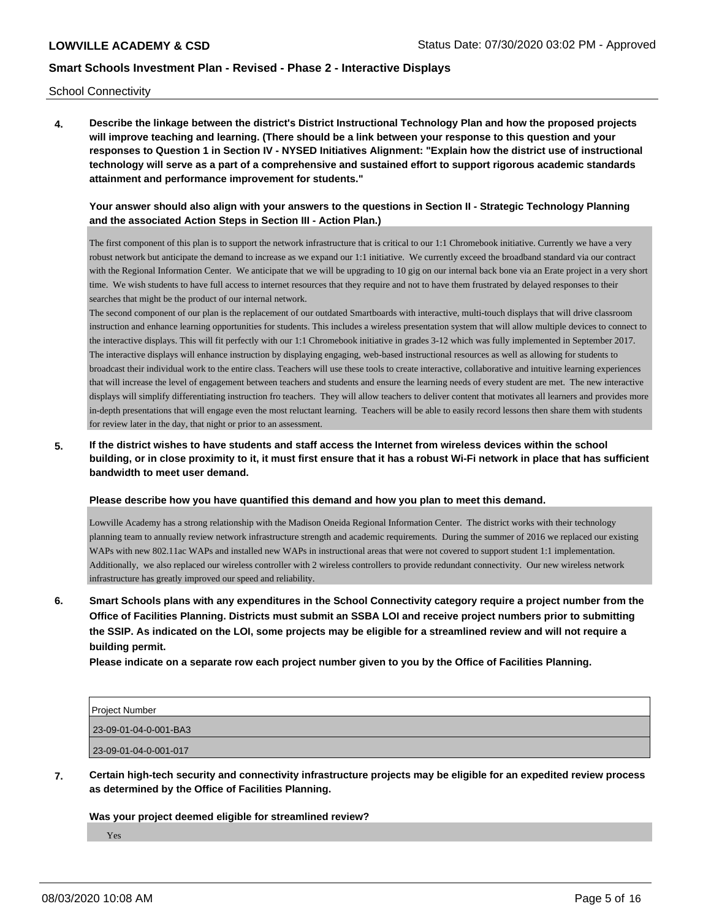School Connectivity

**4. Describe the linkage between the district's District Instructional Technology Plan and how the proposed projects will improve teaching and learning. (There should be a link between your response to this question and your responses to Question 1 in Section IV - NYSED Initiatives Alignment: "Explain how the district use of instructional technology will serve as a part of a comprehensive and sustained effort to support rigorous academic standards attainment and performance improvement for students."**

**Your answer should also align with your answers to the questions in Section II - Strategic Technology Planning and the associated Action Steps in Section III - Action Plan.)**

The first component of this plan is to support the network infrastructure that is critical to our 1:1 Chromebook initiative. Currently we have a very robust network but anticipate the demand to increase as we expand our 1:1 initiative. We currently exceed the broadband standard via our contract with the Regional Information Center. We anticipate that we will be upgrading to 10 gig on our internal back bone via an Erate project in a very short time. We wish students to have full access to internet resources that they require and not to have them frustrated by delayed responses to their searches that might be the product of our internal network.
The second component of our plan is the replacement of our outdated Smartboards with interactive, multi-touch displays that will drive classroom instruction and enhance learning opportunities for students. This includes a wireless presentation system that will allow multiple devices to connect to the interactive displays. This will fit perfectly with our 1:1 Chromebook initiative in grades 3-12 which was fully implemented in September 2017. The interactive displays will enhance instruction by displaying engaging, web-based instructional resources as well as allowing for students to broadcast their individual work to the entire class. Teachers will use these tools to create interactive, collaborative and intuitive learning experiences that will increase the level of engagement between teachers and students and ensure the learning needs of every student are met. The new interactive displays will simplify differentiating instruction fro teachers. They will allow teachers to deliver content that motivates all learners and provides more in-depth presentations that will engage even the most reluctant learning. Teachers will be able to easily record lessons then share them with students for review later in the day, that night or prior to an assessment.

**5. If the district wishes to have students and staff access the Internet from wireless devices within the school building, or in close proximity to it, it must first ensure that it has a robust Wi-Fi network in place that has sufficient bandwidth to meet user demand.**

**Please describe how you have quantified this demand and how you plan to meet this demand.**

Lowville Academy has a strong relationship with the Madison Oneida Regional Information Center. The district works with their technology planning team to annually review network infrastructure strength and academic requirements. During the summer of 2016 we replaced our existing WAPs with new 802.11ac WAPs and installed new WAPs in instructional areas that were not covered to support student 1:1 implementation. Additionally, we also replaced our wireless controller with 2 wireless controllers to provide redundant connectivity. Our new wireless network infrastructure has greatly improved our speed and reliability.

**6. Smart Schools plans with any expenditures in the School Connectivity category require a project number from the Office of Facilities Planning. Districts must submit an SSBA LOI and receive project numbers prior to submitting the SSIP. As indicated on the LOI, some projects may be eligible for a streamlined review and will not require a building permit.**
**Please indicate on a separate row each project number given to you by the Office of Facilities Planning.**

| Project Number |
|---|
| 23-09-01-04-0-001-BA3 |
| 23-09-01-04-0-001-017 |

**7. Certain high-tech security and connectivity infrastructure projects may be eligible for an expedited review process as determined by the Office of Facilities Planning.**

**Was your project deemed eligible for streamlined review?**

Yes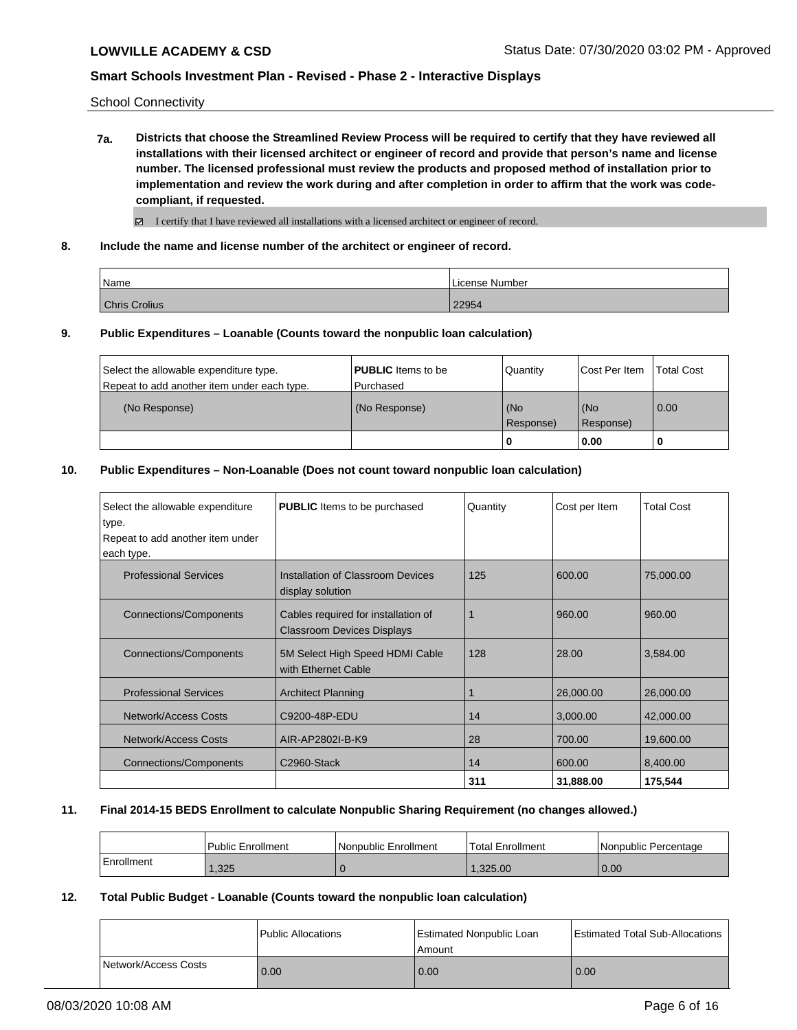School Connectivity

**7a. Districts that choose the Streamlined Review Process will be required to certify that they have reviewed all installations with their licensed architect or engineer of record and provide that person's name and license number. The licensed professional must review the products and proposed method of installation prior to implementation and review the work during and after completion in order to affirm that the work was code-compliant, if requested.**

☑ I certify that I have reviewed all installations with a licensed architect or engineer of record.

**8. Include the name and license number of the architect or engineer of record.**

| Name | License Number |
|---|---|
| Chris Crolius | 22954 |

**9. Public Expenditures – Loanable (Counts toward the nonpublic loan calculation)**

| Select the allowable expenditure type. Repeat to add another item under each type. | **PUBLIC** Items to be Purchased | Quantity | Cost Per Item | Total Cost |
|---|---|---|---|---|
| (No Response) | (No Response) | (No Response) | (No Response) | 0.00 |
| | | **0** | **0.00** | **0** |

**10. Public Expenditures – Non-Loanable (Does not count toward nonpublic loan calculation)**

| Select the allowable expenditure type. Repeat to add another item under each type. | **PUBLIC** Items to be purchased | Quantity | Cost per Item | Total Cost |
|---|---|---|---|---|
| Professional Services | Installation of Classroom Devices display solution | 125 | 600.00 | 75,000.00 |
| Connections/Components | Cables required for installation of Classroom Devices Displays | 1 | 960.00 | 960.00 |
| Connections/Components | 5M Select High Speed HDMI Cable with Ethernet Cable | 128 | 28.00 | 3,584.00 |
| Professional Services | Architect Planning | 1 | 26,000.00 | 26,000.00 |
| Network/Access Costs | C9200-48P-EDU | 14 | 3,000.00 | 42,000.00 |
| Network/Access Costs | AIR-AP2802I-B-K9 | 28 | 700.00 | 19,600.00 |
| Connections/Components | C2960-Stack | 14 | 600.00 | 8,400.00 |
| | | **311** | **31,888.00** | **175,544** |

**11. Final 2014-15 BEDS Enrollment to calculate Nonpublic Sharing Requirement (no changes allowed.)**

| | Public Enrollment | Nonpublic Enrollment | Total Enrollment | Nonpublic Percentage |
|---|---|---|---|---|
| Enrollment | 1,325 | 0 | 1,325.00 | 0.00 |

**12. Total Public Budget - Loanable (Counts toward the nonpublic loan calculation)**

| | Public Allocations | Estimated Nonpublic Loan Amount | Estimated Total Sub-Allocations |
|---|---|---|---|
| Network/Access Costs | 0.00 | 0.00 | 0.00 |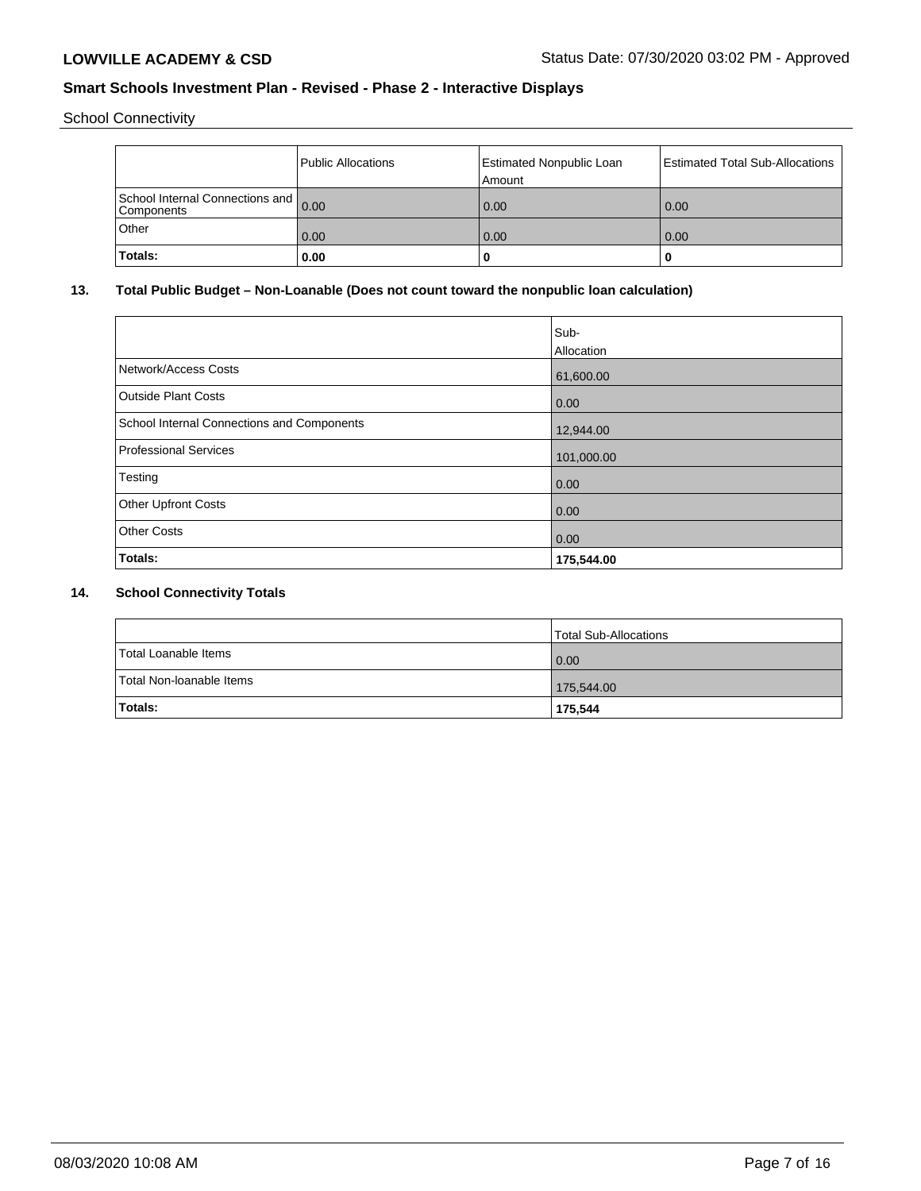School Connectivity

| | Public Allocations | Estimated Nonpublic Loan Amount | Estimated Total Sub-Allocations |
|---|---|---|---|
| School Internal Connections and Components | 0.00 | 0.00 | 0.00 |
| Other | 0.00 | 0.00 | 0.00 |
| **Totals:** | **0.00** | **0** | **0** |

## 13. Total Public Budget – Non-Loanable (Does not count toward the nonpublic loan calculation)

| | Sub-Allocation |
|---|---|
| Network/Access Costs | 61,600.00 |
| Outside Plant Costs | 0.00 |
| School Internal Connections and Components | 12,944.00 |
| Professional Services | 101,000.00 |
| Testing | 0.00 |
| Other Upfront Costs | 0.00 |
| Other Costs | 0.00 |
| **Totals:** | **175,544.00** |

## 14. School Connectivity Totals

| | Total Sub-Allocations |
|---|---|
| Total Loanable Items | 0.00 |
| Total Non-loanable Items | 175,544.00 |
| **Totals:** | **175,544** |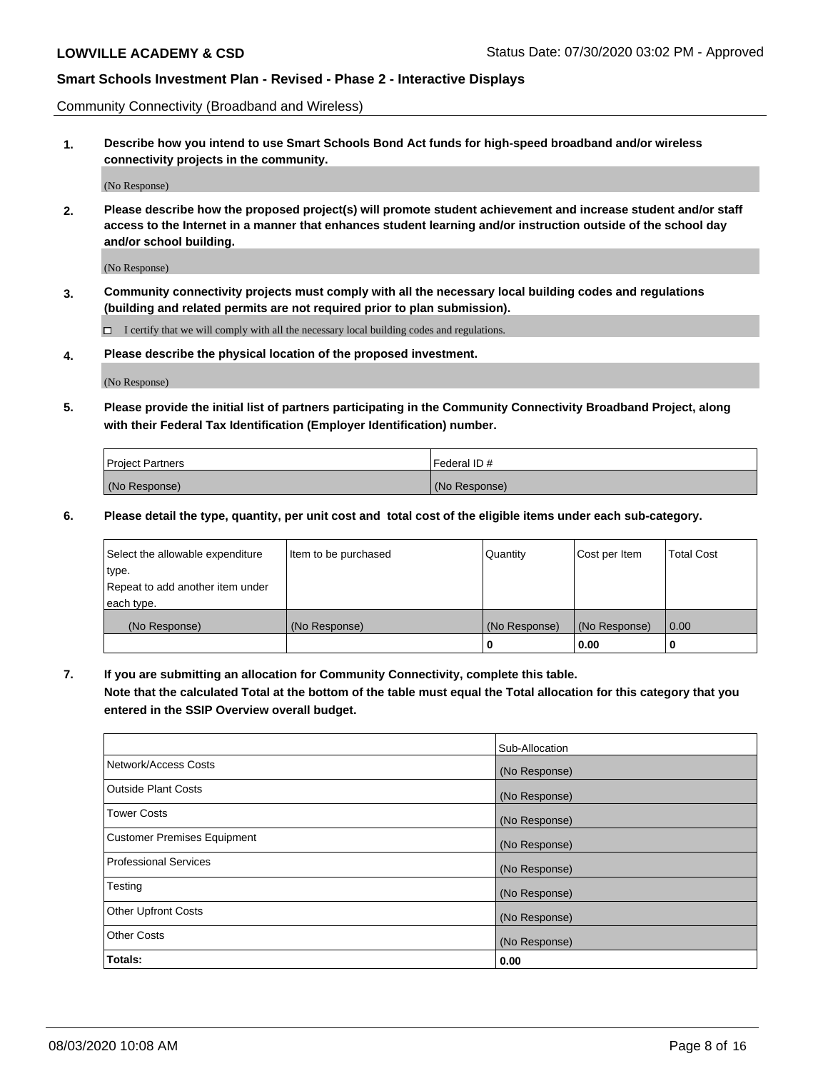Community Connectivity (Broadband and Wireless)

**1. Describe how you intend to use Smart Schools Bond Act funds for high-speed broadband and/or wireless connectivity projects in the community.**

(No Response)

**2. Please describe how the proposed project(s) will promote student achievement and increase student and/or staff access to the Internet in a manner that enhances student learning and/or instruction outside of the school day and/or school building.**

(No Response)

**3. Community connectivity projects must comply with all the necessary local building codes and regulations (building and related permits are not required prior to plan submission).**

☐ I certify that we will comply with all the necessary local building codes and regulations.

**4. Please describe the physical location of the proposed investment.**

(No Response)

**5. Please provide the initial list of partners participating in the Community Connectivity Broadband Project, along with their Federal Tax Identification (Employer Identification) number.**

| Project Partners | Federal ID # |
|---|---|
| (No Response) | (No Response) |

**6. Please detail the type, quantity, per unit cost and total cost of the eligible items under each sub-category.**

| Select the allowable expenditure type. Repeat to add another item under each type. | Item to be purchased | Quantity | Cost per Item | Total Cost |
|---|---|---|---|---|
| (No Response) | (No Response) | (No Response) | (No Response) | 0.00 |
| | | **0** | **0.00** | **0** |

**7. If you are submitting an allocation for Community Connectivity, complete this table. Note that the calculated Total at the bottom of the table must equal the Total allocation for this category that you entered in the SSIP Overview overall budget.**

| | Sub-Allocation |
|---|---|
| Network/Access Costs | (No Response) |
| Outside Plant Costs | (No Response) |
| Tower Costs | (No Response) |
| Customer Premises Equipment | (No Response) |
| Professional Services | (No Response) |
| Testing | (No Response) |
| Other Upfront Costs | (No Response) |
| Other Costs | (No Response) |
| **Totals:** | **0.00** |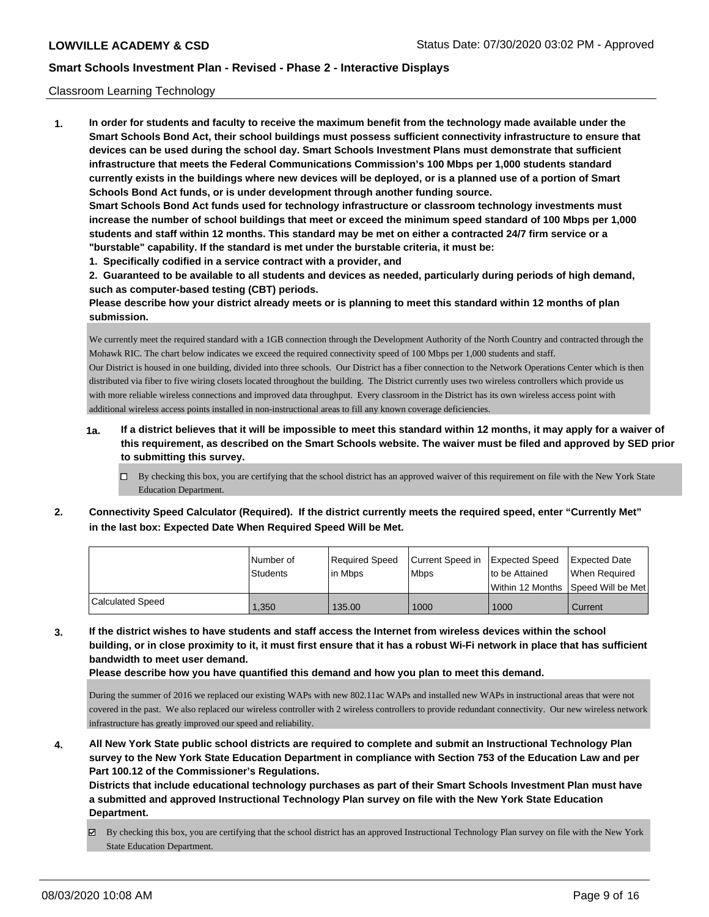Classroom Learning Technology

**1. In order for students and faculty to receive the maximum benefit from the technology made available under the Smart Schools Bond Act, their school buildings must possess sufficient connectivity infrastructure to ensure that devices can be used during the school day. Smart Schools Investment Plans must demonstrate that sufficient infrastructure that meets the Federal Communications Commission's 100 Mbps per 1,000 students standard currently exists in the buildings where new devices will be deployed, or is a planned use of a portion of Smart Schools Bond Act funds, or is under development through another funding source.**

**Smart Schools Bond Act funds used for technology infrastructure or classroom technology investments must increase the number of school buildings that meet or exceed the minimum speed standard of 100 Mbps per 1,000 students and staff within 12 months. This standard may be met on either a contracted 24/7 firm service or a "burstable" capability. If the standard is met under the burstable criteria, it must be:**

**1. Specifically codified in a service contract with a provider, and**

**2. Guaranteed to be available to all students and devices as needed, particularly during periods of high demand, such as computer-based testing (CBT) periods.**

**Please describe how your district already meets or is planning to meet this standard within 12 months of plan submission.**

We currently meet the required standard with a 1GB connection through the Development Authority of the North Country and contracted through the Mohawk RIC. The chart below indicates we exceed the required connectivity speed of 100 Mbps per 1,000 students and staff.
Our District is housed in one building, divided into three schools. Our District has a fiber connection to the Network Operations Center which is then distributed via fiber to five wiring closets located throughout the building. The District currently uses two wireless controllers which provide us with more reliable wireless connections and improved data throughput. Every classroom in the District has its own wireless access point with additional wireless access points installed in non-instructional areas to fill any known coverage deficiencies.

**1a. If a district believes that it will be impossible to meet this standard within 12 months, it may apply for a waiver of this requirement, as described on the Smart Schools website. The waiver must be filed and approved by SED prior to submitting this survey.**

☐ By checking this box, you are certifying that the school district has an approved waiver of this requirement on file with the New York State Education Department.

**2. Connectivity Speed Calculator (Required). If the district currently meets the required speed, enter "Currently Met" in the last box: Expected Date When Required Speed Will be Met.**

| | Number of Students | Required Speed in Mbps | Current Speed in Mbps | Expected Speed to be Attained Within 12 Months | Expected Date When Required Speed Will be Met |
|---|---|---|---|---|---|
| Calculated Speed | 1,350 | 135.00 | 1000 | 1000 | Current |

**3. If the district wishes to have students and staff access the Internet from wireless devices within the school building, or in close proximity to it, it must first ensure that it has a robust Wi-Fi network in place that has sufficient bandwidth to meet user demand.**

**Please describe how you have quantified this demand and how you plan to meet this demand.**

During the summer of 2016 we replaced our existing WAPs with new 802.11ac WAPs and installed new WAPs in instructional areas that were not covered in the past. We also replaced our wireless controller with 2 wireless controllers to provide redundant connectivity. Our new wireless network infrastructure has greatly improved our speed and reliability.

**4. All New York State public school districts are required to complete and submit an Instructional Technology Plan survey to the New York State Education Department in compliance with Section 753 of the Education Law and per Part 100.12 of the Commissioner's Regulations.**

**Districts that include educational technology purchases as part of their Smart Schools Investment Plan must have a submitted and approved Instructional Technology Plan survey on file with the New York State Education Department.**

☑ By checking this box, you are certifying that the school district has an approved Instructional Technology Plan survey on file with the New York State Education Department.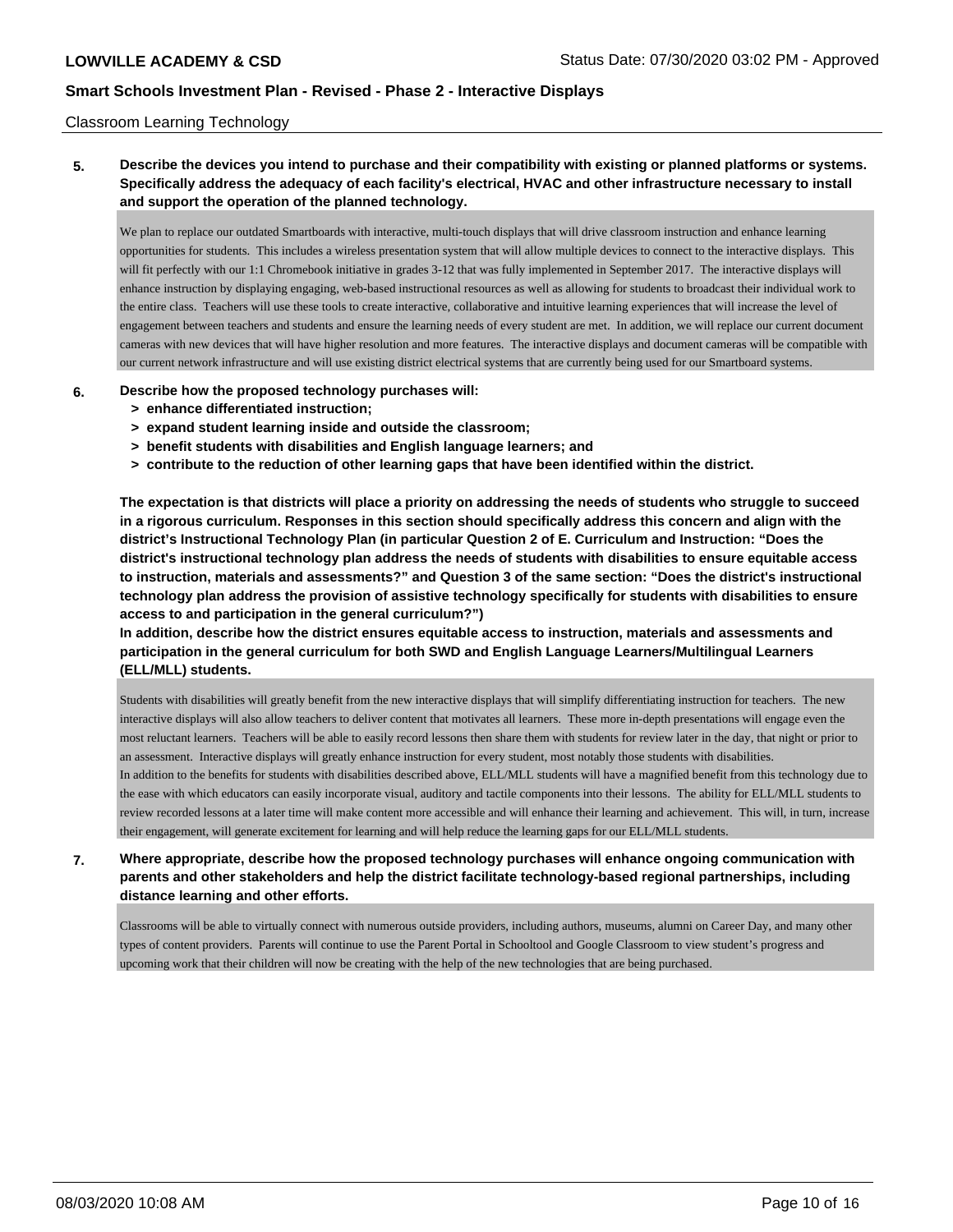Classroom Learning Technology

**5. Describe the devices you intend to purchase and their compatibility with existing or planned platforms or systems. Specifically address the adequacy of each facility's electrical, HVAC and other infrastructure necessary to install and support the operation of the planned technology.**

We plan to replace our outdated Smartboards with interactive, multi-touch displays that will drive classroom instruction and enhance learning opportunities for students. This includes a wireless presentation system that will allow multiple devices to connect to the interactive displays. This will fit perfectly with our 1:1 Chromebook initiative in grades 3-12 that was fully implemented in September 2017. The interactive displays will enhance instruction by displaying engaging, web-based instructional resources as well as allowing for students to broadcast their individual work to the entire class. Teachers will use these tools to create interactive, collaborative and intuitive learning experiences that will increase the level of engagement between teachers and students and ensure the learning needs of every student are met. In addition, we will replace our current document cameras with new devices that will have higher resolution and more features. The interactive displays and document cameras will be compatible with our current network infrastructure and will use existing district electrical systems that are currently being used for our Smartboard systems.

**6. Describe how the proposed technology purchases will:**
- **> enhance differentiated instruction;**
- **> expand student learning inside and outside the classroom;**
- **> benefit students with disabilities and English language learners; and**
- **> contribute to the reduction of other learning gaps that have been identified within the district.**

**The expectation is that districts will place a priority on addressing the needs of students who struggle to succeed in a rigorous curriculum. Responses in this section should specifically address this concern and align with the district's Instructional Technology Plan (in particular Question 2 of E. Curriculum and Instruction: "Does the district's instructional technology plan address the needs of students with disabilities to ensure equitable access to instruction, materials and assessments?" and Question 3 of the same section: "Does the district's instructional technology plan address the provision of assistive technology specifically for students with disabilities to ensure access to and participation in the general curriculum?")**

**In addition, describe how the district ensures equitable access to instruction, materials and assessments and participation in the general curriculum for both SWD and English Language Learners/Multilingual Learners (ELL/MLL) students.**

Students with disabilities will greatly benefit from the new interactive displays that will simplify differentiating instruction for teachers. The new interactive displays will also allow teachers to deliver content that motivates all learners. These more in-depth presentations will engage even the most reluctant learners. Teachers will be able to easily record lessons then share them with students for review later in the day, that night or prior to an assessment. Interactive displays will greatly enhance instruction for every student, most notably those students with disabilities.
In addition to the benefits for students with disabilities described above, ELL/MLL students will have a magnified benefit from this technology due to the ease with which educators can easily incorporate visual, auditory and tactile components into their lessons. The ability for ELL/MLL students to review recorded lessons at a later time will make content more accessible and will enhance their learning and achievement. This will, in turn, increase their engagement, will generate excitement for learning and will help reduce the learning gaps for our ELL/MLL students.

**7. Where appropriate, describe how the proposed technology purchases will enhance ongoing communication with parents and other stakeholders and help the district facilitate technology-based regional partnerships, including distance learning and other efforts.**

Classrooms will be able to virtually connect with numerous outside providers, including authors, museums, alumni on Career Day, and many other types of content providers. Parents will continue to use the Parent Portal in Schooltool and Google Classroom to view student's progress and upcoming work that their children will now be creating with the help of the new technologies that are being purchased.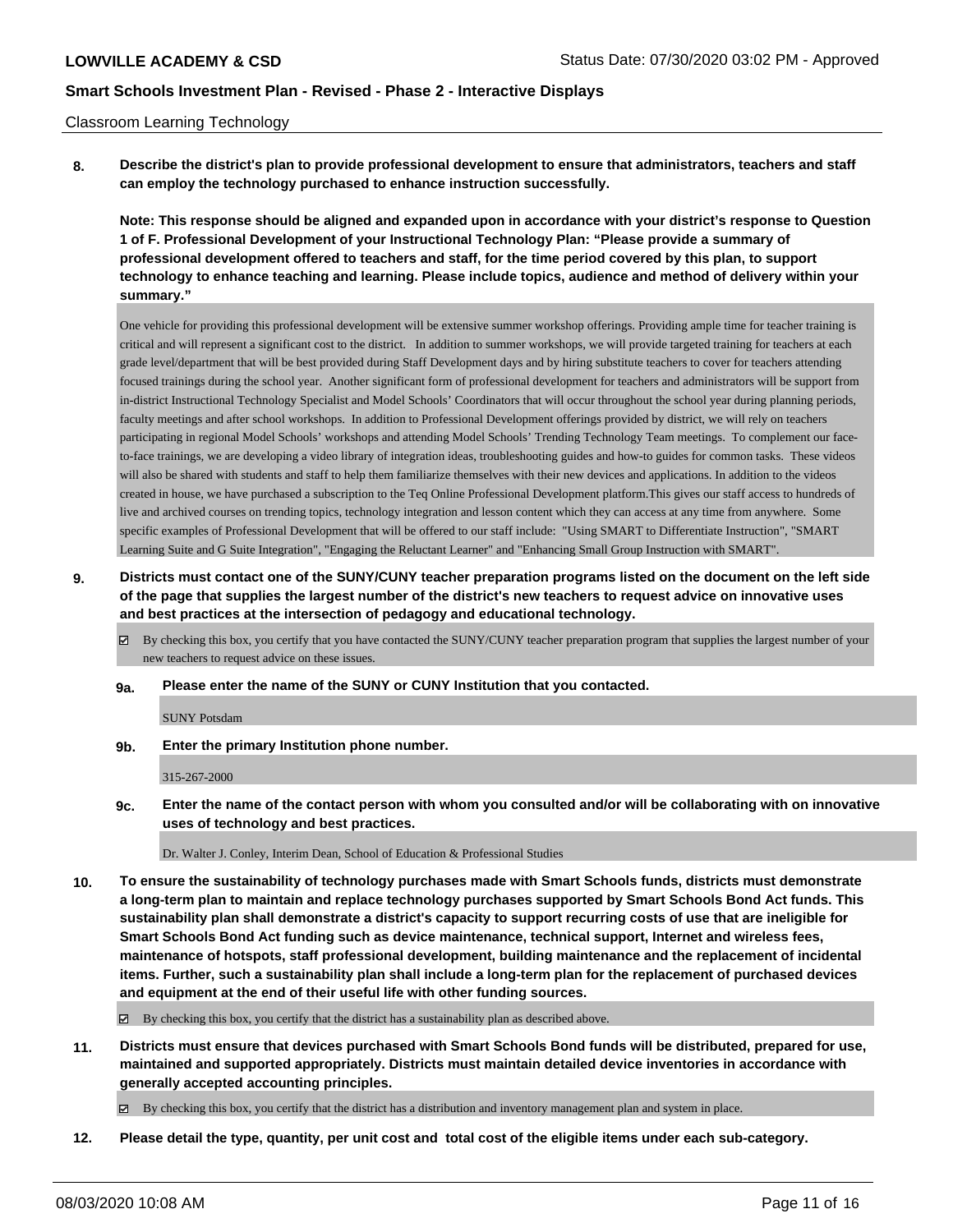Classroom Learning Technology

**8. Describe the district's plan to provide professional development to ensure that administrators, teachers and staff can employ the technology purchased to enhance instruction successfully.**

**Note: This response should be aligned and expanded upon in accordance with your district's response to Question 1 of F. Professional Development of your Instructional Technology Plan: "Please provide a summary of professional development offered to teachers and staff, for the time period covered by this plan, to support technology to enhance teaching and learning. Please include topics, audience and method of delivery within your summary."**

One vehicle for providing this professional development will be extensive summer workshop offerings. Providing ample time for teacher training is critical and will represent a significant cost to the district. In addition to summer workshops, we will provide targeted training for teachers at each grade level/department that will be best provided during Staff Development days and by hiring substitute teachers to cover for teachers attending focused trainings during the school year. Another significant form of professional development for teachers and administrators will be support from in-district Instructional Technology Specialist and Model Schools' Coordinators that will occur throughout the school year during planning periods, faculty meetings and after school workshops. In addition to Professional Development offerings provided by district, we will rely on teachers participating in regional Model Schools' workshops and attending Model Schools' Trending Technology Team meetings. To complement our face-to-face trainings, we are developing a video library of integration ideas, troubleshooting guides and how-to guides for common tasks. These videos will also be shared with students and staff to help them familiarize themselves with their new devices and applications. In addition to the videos created in house, we have purchased a subscription to the Teq Online Professional Development platform.This gives our staff access to hundreds of live and archived courses on trending topics, technology integration and lesson content which they can access at any time from anywhere. Some specific examples of Professional Development that will be offered to our staff include: "Using SMART to Differentiate Instruction", "SMART Learning Suite and G Suite Integration", "Engaging the Reluctant Learner" and "Enhancing Small Group Instruction with SMART".

**9. Districts must contact one of the SUNY/CUNY teacher preparation programs listed on the document on the left side of the page that supplies the largest number of the district's new teachers to request advice on innovative uses and best practices at the intersection of pedagogy and educational technology.**

☑ By checking this box, you certify that you have contacted the SUNY/CUNY teacher preparation program that supplies the largest number of your new teachers to request advice on these issues.

**9a. Please enter the name of the SUNY or CUNY Institution that you contacted.**

SUNY Potsdam

**9b. Enter the primary Institution phone number.**

315-267-2000

**9c. Enter the name of the contact person with whom you consulted and/or will be collaborating with on innovative uses of technology and best practices.**

Dr. Walter J. Conley, Interim Dean, School of Education & Professional Studies

**10. To ensure the sustainability of technology purchases made with Smart Schools funds, districts must demonstrate a long-term plan to maintain and replace technology purchases supported by Smart Schools Bond Act funds. This sustainability plan shall demonstrate a district's capacity to support recurring costs of use that are ineligible for Smart Schools Bond Act funding such as device maintenance, technical support, Internet and wireless fees, maintenance of hotspots, staff professional development, building maintenance and the replacement of incidental items. Further, such a sustainability plan shall include a long-term plan for the replacement of purchased devices and equipment at the end of their useful life with other funding sources.**

☑ By checking this box, you certify that the district has a sustainability plan as described above.

**11. Districts must ensure that devices purchased with Smart Schools Bond funds will be distributed, prepared for use, maintained and supported appropriately. Districts must maintain detailed device inventories in accordance with generally accepted accounting principles.**

☑ By checking this box, you certify that the district has a distribution and inventory management plan and system in place.

**12. Please detail the type, quantity, per unit cost and total cost of the eligible items under each sub-category.**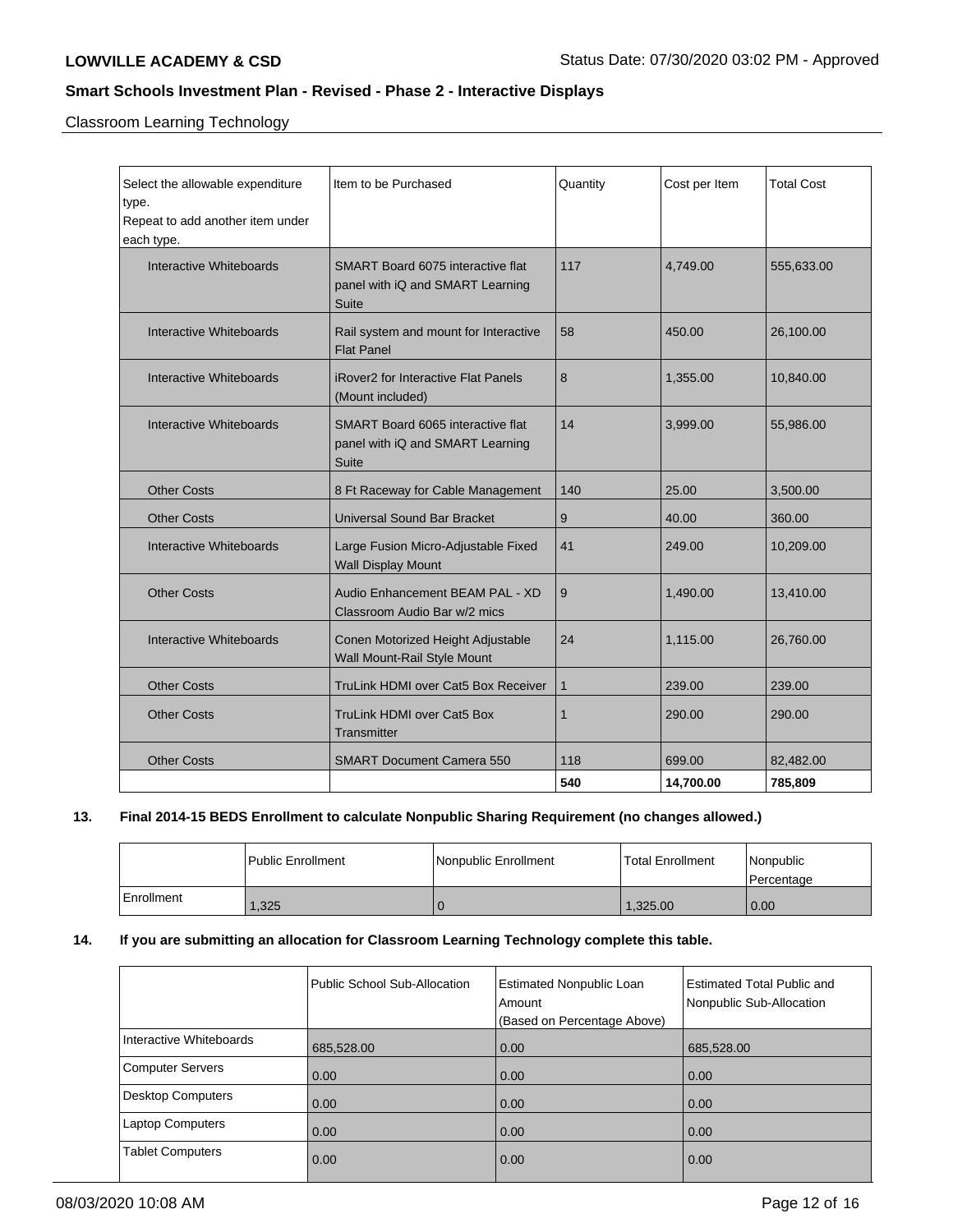Classroom Learning Technology

| Select the allowable expenditure type. Repeat to add another item under each type. | Item to be Purchased | Quantity | Cost per Item | Total Cost |
|---|---|---|---|---|
| Interactive Whiteboards | SMART Board 6075 interactive flat panel with iQ and SMART Learning Suite | 117 | 4,749.00 | 555,633.00 |
| Interactive Whiteboards | Rail system and mount for Interactive Flat Panel | 58 | 450.00 | 26,100.00 |
| Interactive Whiteboards | iRover2 for Interactive Flat Panels (Mount included) | 8 | 1,355.00 | 10,840.00 |
| Interactive Whiteboards | SMART Board 6065 interactive flat panel with iQ and SMART Learning Suite | 14 | 3,999.00 | 55,986.00 |
| Other Costs | 8 Ft Raceway for Cable Management | 140 | 25.00 | 3,500.00 |
| Other Costs | Universal Sound Bar Bracket | 9 | 40.00 | 360.00 |
| Interactive Whiteboards | Large Fusion Micro-Adjustable Fixed Wall Display Mount | 41 | 249.00 | 10,209.00 |
| Other Costs | Audio Enhancement BEAM PAL - XD Classroom Audio Bar w/2 mics | 9 | 1,490.00 | 13,410.00 |
| Interactive Whiteboards | Conen Motorized Height Adjustable Wall Mount-Rail Style Mount | 24 | 1,115.00 | 26,760.00 |
| Other Costs | TruLink HDMI over Cat5 Box Receiver | 1 | 239.00 | 239.00 |
| Other Costs | TruLink HDMI over Cat5 Box Transmitter | 1 | 290.00 | 290.00 |
| Other Costs | SMART Document Camera 550 | 118 | 699.00 | 82,482.00 |
| | | **540** | **14,700.00** | **785,809** |

**13. Final 2014-15 BEDS Enrollment to calculate Nonpublic Sharing Requirement (no changes allowed.)**

| | Public Enrollment | Nonpublic Enrollment | Total Enrollment | Nonpublic Percentage |
|---|---|---|---|---|
| Enrollment | 1,325 | 0 | 1,325.00 | 0.00 |

**14. If you are submitting an allocation for Classroom Learning Technology complete this table.**

| | Public School Sub-Allocation | Estimated Nonpublic Loan Amount (Based on Percentage Above) | Estimated Total Public and Nonpublic Sub-Allocation |
|---|---|---|---|
| Interactive Whiteboards | 685,528.00 | 0.00 | 685,528.00 |
| Computer Servers | 0.00 | 0.00 | 0.00 |
| Desktop Computers | 0.00 | 0.00 | 0.00 |
| Laptop Computers | 0.00 | 0.00 | 0.00 |
| Tablet Computers | 0.00 | 0.00 | 0.00 |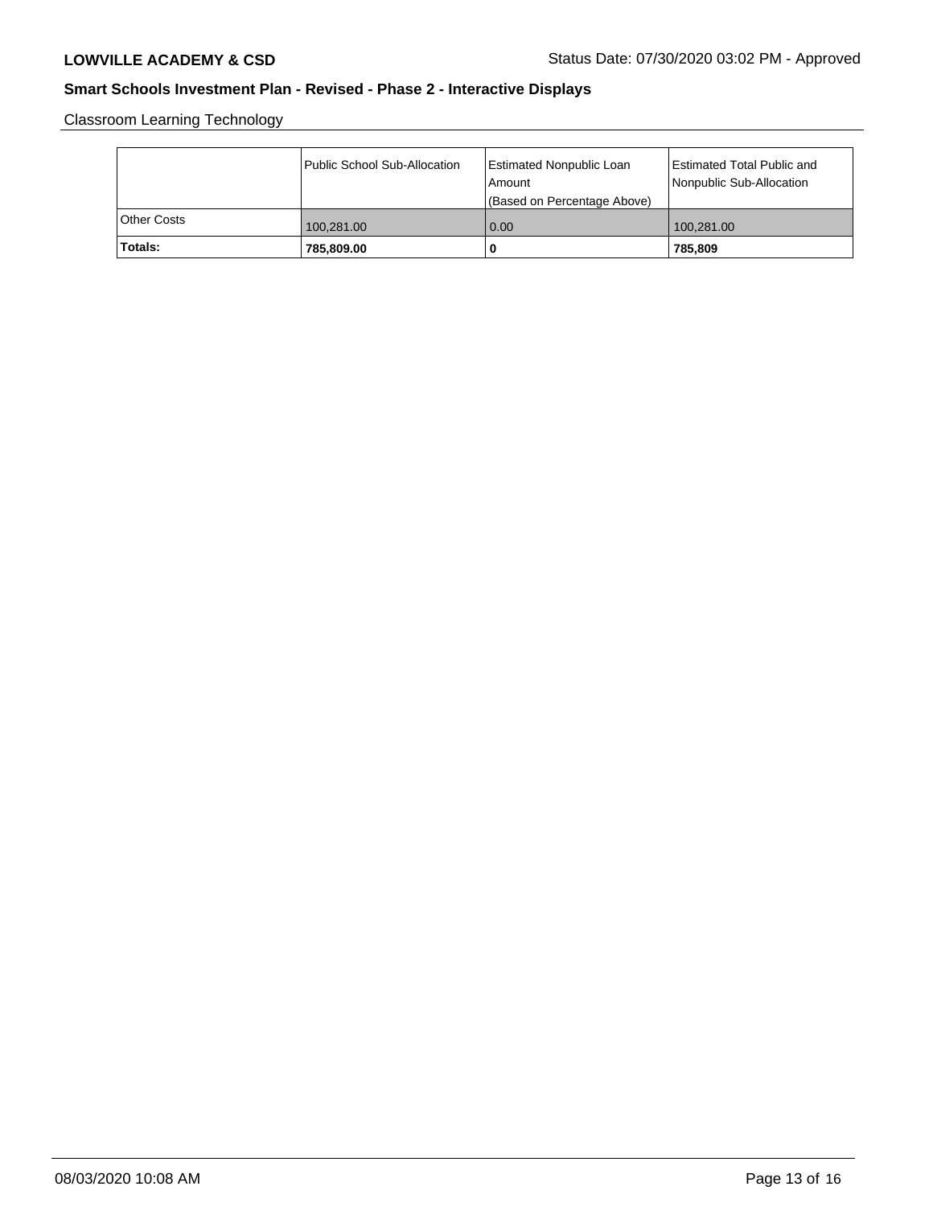Classroom Learning Technology

| | Public School Sub-Allocation | Estimated Nonpublic Loan Amount (Based on Percentage Above) | Estimated Total Public and Nonpublic Sub-Allocation |
|---|---|---|---|
| Other Costs | 100,281.00 | 0.00 | 100,281.00 |
| **Totals:** | **785,809.00** | **0** | **785,809** |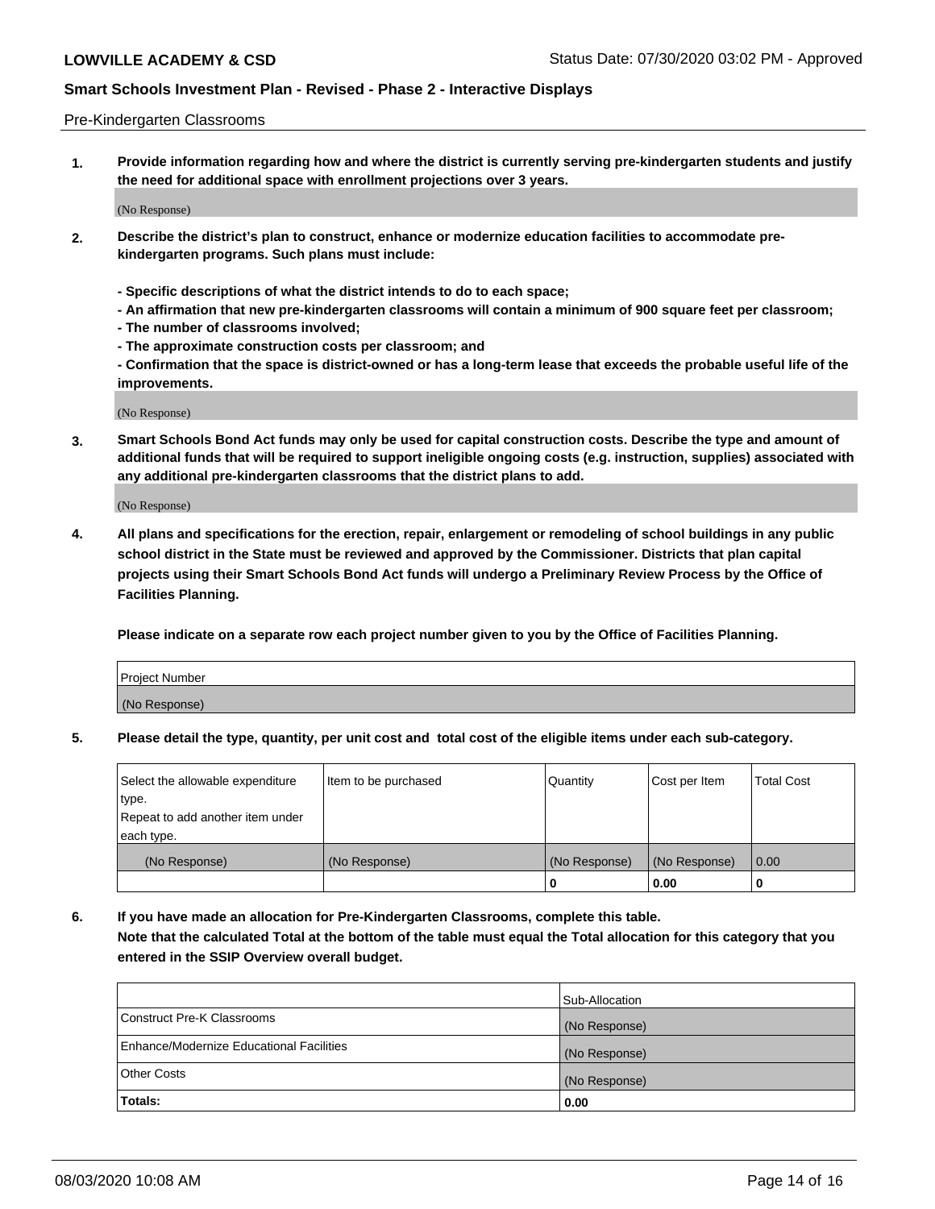Pre-Kindergarten Classrooms

**1. Provide information regarding how and where the district is currently serving pre-kindergarten students and justify the need for additional space with enrollment projections over 3 years.**

(No Response)

**2. Describe the district's plan to construct, enhance or modernize education facilities to accommodate pre-kindergarten programs. Such plans must include:**

**- Specific descriptions of what the district intends to do to each space;**
**- An affirmation that new pre-kindergarten classrooms will contain a minimum of 900 square feet per classroom;**
**- The number of classrooms involved;**
**- The approximate construction costs per classroom; and**
**- Confirmation that the space is district-owned or has a long-term lease that exceeds the probable useful life of the improvements.**

(No Response)

**3. Smart Schools Bond Act funds may only be used for capital construction costs. Describe the type and amount of additional funds that will be required to support ineligible ongoing costs (e.g. instruction, supplies) associated with any additional pre-kindergarten classrooms that the district plans to add.**

(No Response)

**4. All plans and specifications for the erection, repair, enlargement or remodeling of school buildings in any public school district in the State must be reviewed and approved by the Commissioner. Districts that plan capital projects using their Smart Schools Bond Act funds will undergo a Preliminary Review Process by the Office of Facilities Planning.**

**Please indicate on a separate row each project number given to you by the Office of Facilities Planning.**

| Project Number |
|---|
| (No Response) |

**5. Please detail the type, quantity, per unit cost and total cost of the eligible items under each sub-category.**

| Select the allowable expenditure type. Repeat to add another item under each type. | Item to be purchased | Quantity | Cost per Item | Total Cost |
|---|---|---|---|---|
| (No Response) | (No Response) | (No Response) | (No Response) | 0.00 |
| | | 0 | 0.00 | 0 |

**6. If you have made an allocation for Pre-Kindergarten Classrooms, complete this table. Note that the calculated Total at the bottom of the table must equal the Total allocation for this category that you entered in the SSIP Overview overall budget.**

| | Sub-Allocation |
|---|---|
| Construct Pre-K Classrooms | (No Response) |
| Enhance/Modernize Educational Facilities | (No Response) |
| Other Costs | (No Response) |
| **Totals:** | **0.00** |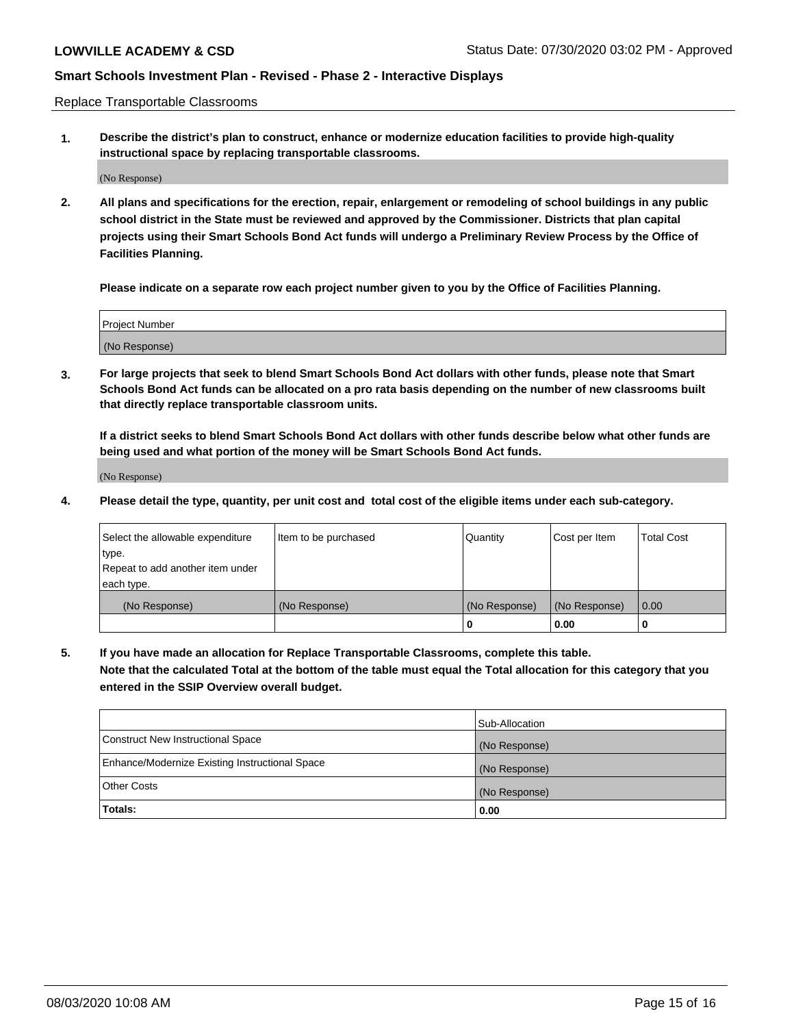Replace Transportable Classrooms

1. **Describe the district's plan to construct, enhance or modernize education facilities to provide high-quality instructional space by replacing transportable classrooms.**

(No Response)

2. **All plans and specifications for the erection, repair, enlargement or remodeling of school buildings in any public school district in the State must be reviewed and approved by the Commissioner. Districts that plan capital projects using their Smart Schools Bond Act funds will undergo a Preliminary Review Process by the Office of Facilities Planning.**

**Please indicate on a separate row each project number given to you by the Office of Facilities Planning.**

| Project Number |
|---|
| (No Response) |

3. **For large projects that seek to blend Smart Schools Bond Act dollars with other funds, please note that Smart Schools Bond Act funds can be allocated on a pro rata basis depending on the number of new classrooms built that directly replace transportable classroom units.**

**If a district seeks to blend Smart Schools Bond Act dollars with other funds describe below what other funds are being used and what portion of the money will be Smart Schools Bond Act funds.**

(No Response)

4. **Please detail the type, quantity, per unit cost and total cost of the eligible items under each sub-category.**

| Select the allowable expenditure type. Repeat to add another item under each type. | Item to be purchased | Quantity | Cost per Item | Total Cost |
|---|---|---|---|---|
| (No Response) | (No Response) | (No Response) | (No Response) | 0.00 |
| | | **0** | **0.00** | **0** |

5. **If you have made an allocation for Replace Transportable Classrooms, complete this table. Note that the calculated Total at the bottom of the table must equal the Total allocation for this category that you entered in the SSIP Overview overall budget.**

| | Sub-Allocation |
|---|---|
| Construct New Instructional Space | (No Response) |
| Enhance/Modernize Existing Instructional Space | (No Response) |
| Other Costs | (No Response) |
| **Totals:** | **0.00** |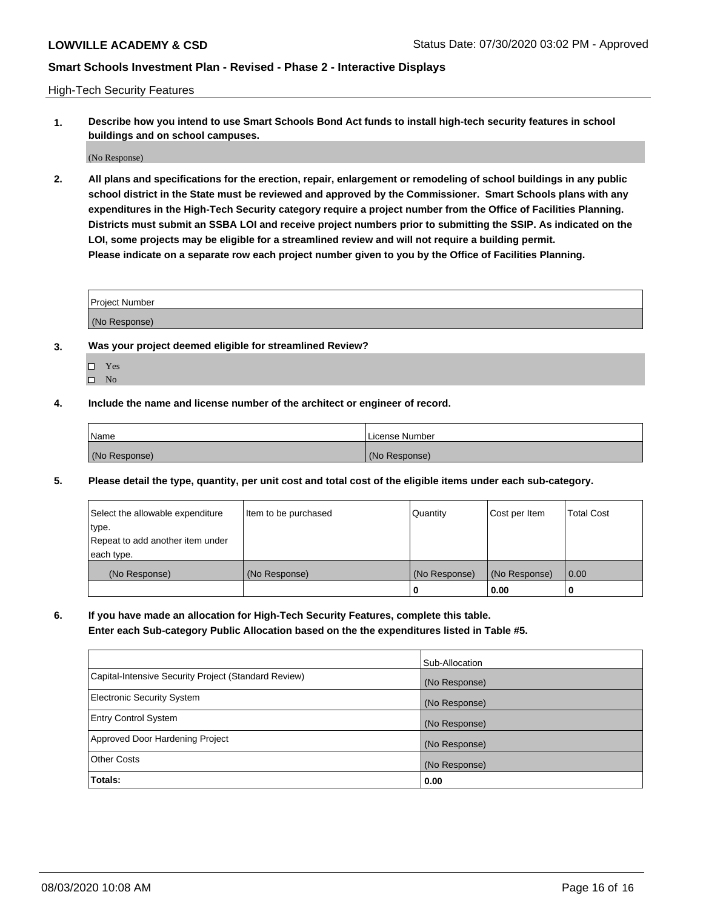High-Tech Security Features

**1. Describe how you intend to use Smart Schools Bond Act funds to install high-tech security features in school buildings and on school campuses.**

(No Response)

**2. All plans and specifications for the erection, repair, enlargement or remodeling of school buildings in any public school district in the State must be reviewed and approved by the Commissioner. Smart Schools plans with any expenditures in the High-Tech Security category require a project number from the Office of Facilities Planning. Districts must submit an SSBA LOI and receive project numbers prior to submitting the SSIP. As indicated on the LOI, some projects may be eligible for a streamlined review and will not require a building permit.**
**Please indicate on a separate row each project number given to you by the Office of Facilities Planning.**

| Project Number |
|---|
| (No Response) |

**3. Was your project deemed eligible for streamlined Review?**

- ☐ Yes
- ☐ No

**4. Include the name and license number of the architect or engineer of record.**

| Name | License Number |
|---|---|
| (No Response) | (No Response) |

**5. Please detail the type, quantity, per unit cost and total cost of the eligible items under each sub-category.**

| Select the allowable expenditure type. Repeat to add another item under each type. | Item to be purchased | Quantity | Cost per Item | Total Cost |
|---|---|---|---|---|
| (No Response) | (No Response) | (No Response) | (No Response) | 0.00 |
| | | 0 | 0.00 | 0 |

**6. If you have made an allocation for High-Tech Security Features, complete this table.**
**Enter each Sub-category Public Allocation based on the the expenditures listed in Table #5.**

| | Sub-Allocation |
|---|---|
| Capital-Intensive Security Project (Standard Review) | (No Response) |
| Electronic Security System | (No Response) |
| Entry Control System | (No Response) |
| Approved Door Hardening Project | (No Response) |
| Other Costs | (No Response) |
| **Totals:** | **0.00** |